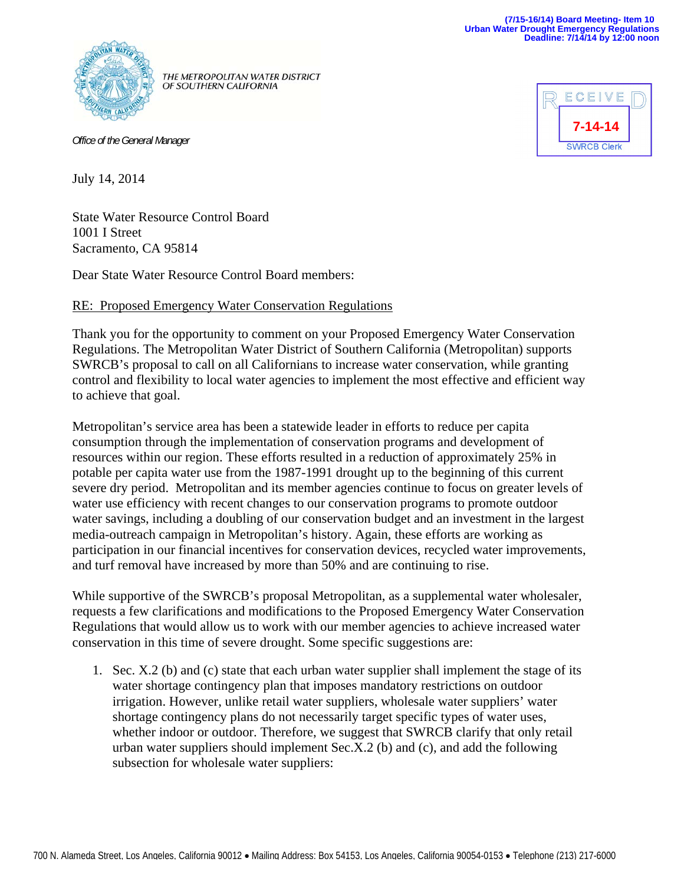(7/15-16/14) Board Meeting- Item 10
Urban Water Drought Emergency Regulations
Deadline: 7/14/14 by 12:00 noon

THE METROPOLITAN WATER DISTRICT OF SOUTHERN CALIFORNIA

*Office of the General Manager*

RECEIVED
7-14-14
SWRCB Clerk

July 14, 2014

State Water Resource Control Board
1001 I Street
Sacramento, CA 95814

Dear State Water Resource Control Board members:

RE: Proposed Emergency Water Conservation Regulations

Thank you for the opportunity to comment on your Proposed Emergency Water Conservation Regulations. The Metropolitan Water District of Southern California (Metropolitan) supports SWRCB's proposal to call on all Californians to increase water conservation, while granting control and flexibility to local water agencies to implement the most effective and efficient way to achieve that goal.

Metropolitan's service area has been a statewide leader in efforts to reduce per capita consumption through the implementation of conservation programs and development of resources within our region. These efforts resulted in a reduction of approximately 25% in potable per capita water use from the 1987-1991 drought up to the beginning of this current severe dry period. Metropolitan and its member agencies continue to focus on greater levels of water use efficiency with recent changes to our conservation programs to promote outdoor water savings, including a doubling of our conservation budget and an investment in the largest media-outreach campaign in Metropolitan's history. Again, these efforts are working as participation in our financial incentives for conservation devices, recycled water improvements, and turf removal have increased by more than 50% and are continuing to rise.

While supportive of the SWRCB's proposal Metropolitan, as a supplemental water wholesaler, requests a few clarifications and modifications to the Proposed Emergency Water Conservation Regulations that would allow us to work with our member agencies to achieve increased water conservation in this time of severe drought. Some specific suggestions are:

1. Sec. X.2 (b) and (c) state that each urban water supplier shall implement the stage of its water shortage contingency plan that imposes mandatory restrictions on outdoor irrigation. However, unlike retail water suppliers, wholesale water suppliers' water shortage contingency plans do not necessarily target specific types of water uses, whether indoor or outdoor. Therefore, we suggest that SWRCB clarify that only retail urban water suppliers should implement Sec.X.2 (b) and (c), and add the following subsection for wholesale water suppliers:

700 N. Alameda Street, Los Angeles, California 90012 • Mailing Address: Box 54153, Los Angeles, California 90054-0153 • Telephone (213) 217-6000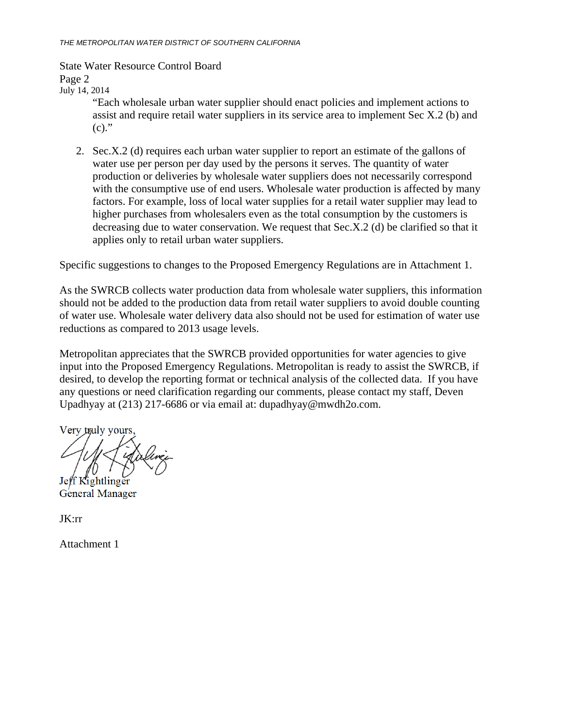"Each wholesale urban water supplier should enact policies and implement actions to assist and require retail water suppliers in its service area to implement Sec X.2 (b) and (c)."

2. Sec.X.2 (d) requires each urban water supplier to report an estimate of the gallons of water use per person per day used by the persons it serves. The quantity of water production or deliveries by wholesale water suppliers does not necessarily correspond with the consumptive use of end users. Wholesale water production is affected by many factors. For example, loss of local water supplies for a retail water supplier may lead to higher purchases from wholesalers even as the total consumption by the customers is decreasing due to water conservation. We request that Sec.X.2 (d) be clarified so that it applies only to retail urban water suppliers.

Specific suggestions to changes to the Proposed Emergency Regulations are in Attachment 1.

As the SWRCB collects water production data from wholesale water suppliers, this information should not be added to the production data from retail water suppliers to avoid double counting of water use. Wholesale water delivery data also should not be used for estimation of water use reductions as compared to 2013 usage levels.

Metropolitan appreciates that the SWRCB provided opportunities for water agencies to give input into the Proposed Emergency Regulations. Metropolitan is ready to assist the SWRCB, if desired, to develop the reporting format or technical analysis of the collected data. If you have any questions or need clarification regarding our comments, please contact my staff, Deven Upadhyay at (213) 217-6686 or via email at: dupadhyay@mwdh2o.com.

Very truly yours,

Jeff Kightlinger
General Manager

JK:rr

Attachment 1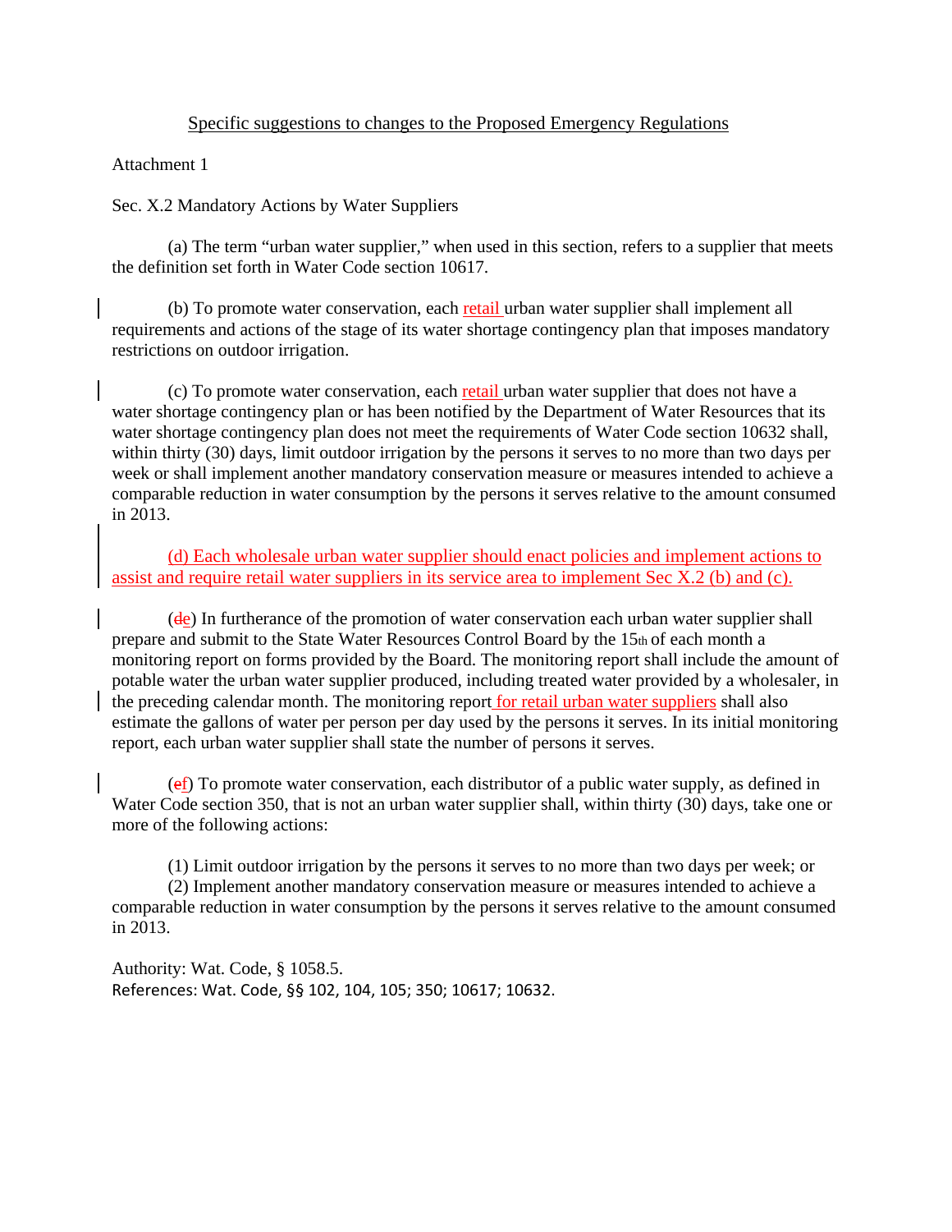Specific suggestions to changes to the Proposed Emergency Regulations

Attachment 1

Sec. X.2 Mandatory Actions by Water Suppliers

(a) The term "urban water supplier," when used in this section, refers to a supplier that meets the definition set forth in Water Code section 10617.

(b) To promote water conservation, each retail urban water supplier shall implement all requirements and actions of the stage of its water shortage contingency plan that imposes mandatory restrictions on outdoor irrigation.

(c) To promote water conservation, each retail urban water supplier that does not have a water shortage contingency plan or has been notified by the Department of Water Resources that its water shortage contingency plan does not meet the requirements of Water Code section 10632 shall, within thirty (30) days, limit outdoor irrigation by the persons it serves to no more than two days per week or shall implement another mandatory conservation measure or measures intended to achieve a comparable reduction in water consumption by the persons it serves relative to the amount consumed in 2013.

(d) Each wholesale urban water supplier should enact policies and implement actions to assist and require retail water suppliers in its service area to implement Sec X.2 (b) and (c).

(~~d~~e) In furtherance of the promotion of water conservation each urban water supplier shall prepare and submit to the State Water Resources Control Board by the 15th of each month a monitoring report on forms provided by the Board. The monitoring report shall include the amount of potable water the urban water supplier produced, including treated water provided by a wholesaler, in the preceding calendar month. The monitoring report for retail urban water suppliers shall also estimate the gallons of water per person per day used by the persons it serves. In its initial monitoring report, each urban water supplier shall state the number of persons it serves.

(~~e~~f) To promote water conservation, each distributor of a public water supply, as defined in Water Code section 350, that is not an urban water supplier shall, within thirty (30) days, take one or more of the following actions:

(1) Limit outdoor irrigation by the persons it serves to no more than two days per week; or
(2) Implement another mandatory conservation measure or measures intended to achieve a comparable reduction in water consumption by the persons it serves relative to the amount consumed in 2013.

Authority: Wat. Code, § 1058.5.
References: Wat. Code, §§ 102, 104, 105; 350; 10617; 10632.